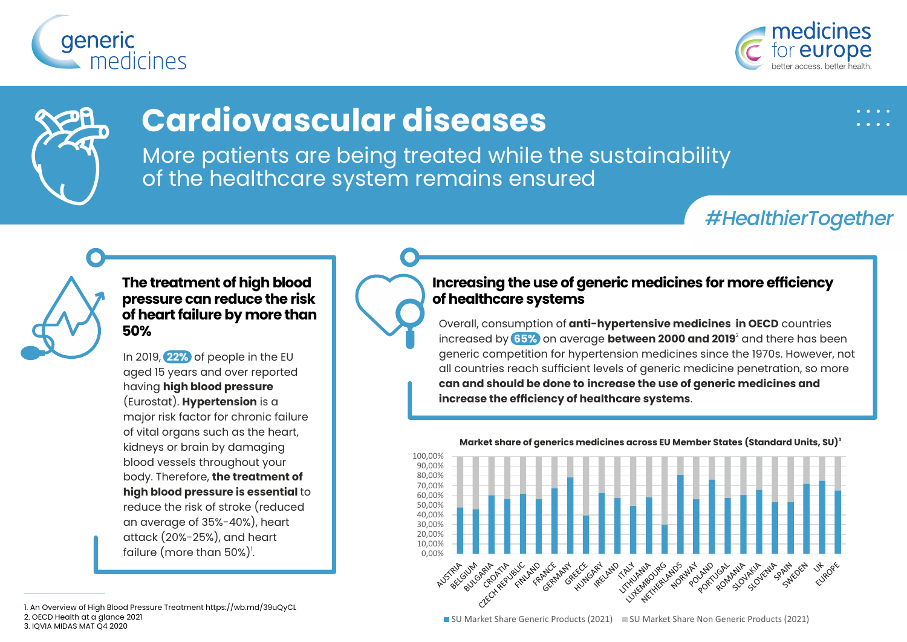generic medicines

medicines for europe
better access. better health.

# Cardiovascular diseases

More patients are being treated while the sustainability of the healthcare system remains ensured

#HealthierTogether

## The treatment of high blood pressure can reduce the risk of heart failure by more than 50%

In 2019, **22%** of people in the EU aged 15 years and over reported having **high blood pressure** (Eurostat). **Hypertension** is a major risk factor for chronic failure of vital organs such as the heart, kidneys or brain by damaging blood vessels throughout your body. Therefore, **the treatment of high blood pressure is essential** to reduce the risk of stroke (reduced an average of 35%-40%), heart attack (20%-25%), and heart failure (more than 50%)[1].

## Increasing the use of generic medicines for more efficiency of healthcare systems

Overall, consumption of **anti-hypertensive medicines in OECD** countries increased by **65%** on average **between 2000 and 2019**[2] and there has been generic competition for hypertension medicines since the 1970s. However, not all countries reach sufficient levels of generic medicine penetration, so more **can and should be done to increase the use of generic medicines and increase the efficiency of healthcare systems**.

**Market share of generics medicines across EU Member States (Standard Units, SU)**[3]

Y-axis: 0,00% – 100,00%

Countries: AUSTRIA, BELGIUM, BULGARIA, CROATIA, CZECH REPUBLIC, FINLAND, FRANCE, GERMANY, GREECE, HUNGARY, IRELAND, ITALY, LITHUANIA, LUXEMBOURG, NETHERLANDS, NORWAY, POLAND, PORTUGAL, ROMANIA, SLOVAKIA, SLOVENIA, SPAIN, SWEDEN, UK, EUROPE

■ SU Market Share Generic Products (2021) ■ SU Market Share Non Generic Products (2021)

---

1. An Overview of High Blood Pressure Treatment https://wb.md/39uQyCL
2. OECD Health at a glance 2021
3. IQVIA MIDAS MAT Q4 2020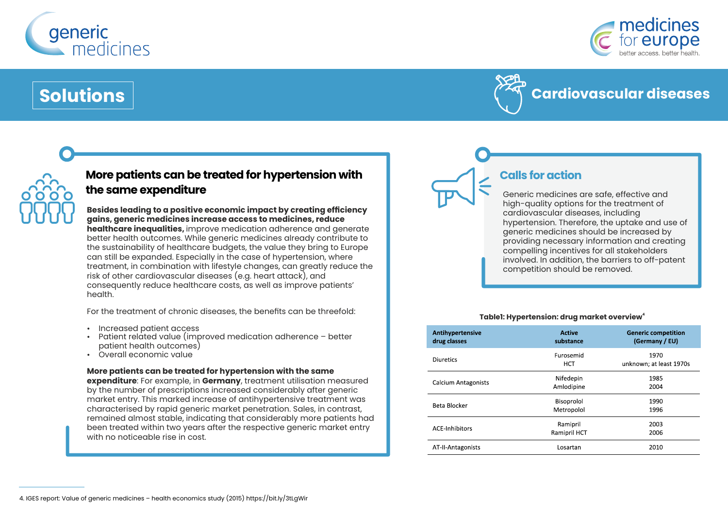# Solutions

## Cardiovascular diseases

### More patients can be treated for hypertension with the same expenditure

**Besides leading to a positive economic impact by creating efficiency gains, generic medicines increase access to medicines, reduce healthcare inequalities,** improve medication adherence and generate better health outcomes. While generic medicines already contribute to the sustainability of healthcare budgets, the value they bring to Europe can still be expanded. Especially in the case of hypertension, where treatment, in combination with lifestyle changes, can greatly reduce the risk of other cardiovascular diseases (e.g. heart attack), and consequently reduce healthcare costs, as well as improve patients' health.

For the treatment of chronic diseases, the benefits can be threefold:

- Increased patient access
- Patient related value (improved medication adherence – better patient health outcomes)
- Overall economic value

**More patients can be treated for hypertension with the same expenditure**: For example, in **Germany**, treatment utilisation measured by the number of prescriptions increased considerably after generic market entry. This marked increase of antihypertensive treatment was characterised by rapid generic market penetration. Sales, in contrast, remained almost stable, indicating that considerably more patients had been treated within two years after the respective generic market entry with no noticeable rise in cost.

### Calls for action

Generic medicines are safe, effective and high-quality options for the treatment of cardiovascular diseases, including hypertension. Therefore, the uptake and use of generic medicines should be increased by providing necessary information and creating compelling incentives for all stakeholders involved. In addition, the barriers to off-patent competition should be removed.

**Table1: Hypertension: drug market overview**[4]

| Antihypertensive drug classes | Active substance | Generic competition (Germany / EU) |
|---|---|---|
| Diuretics | Furosemid<br>HCT | 1970<br>unknown; at least 1970s |
| Calcium Antagonists | Nifedepin<br>Amlodipine | 1985<br>2004 |
| Beta Blocker | Bisoprolol<br>Metropolol | 1990<br>1996 |
| ACE-Inhibitors | Ramipril<br>Ramipril HCT | 2003<br>2006 |
| AT-II-Antagonists | Losartan | 2010 |

4. IGES report: Value of generic medicines – health economics study (2015) https://bit.ly/3tLgWir